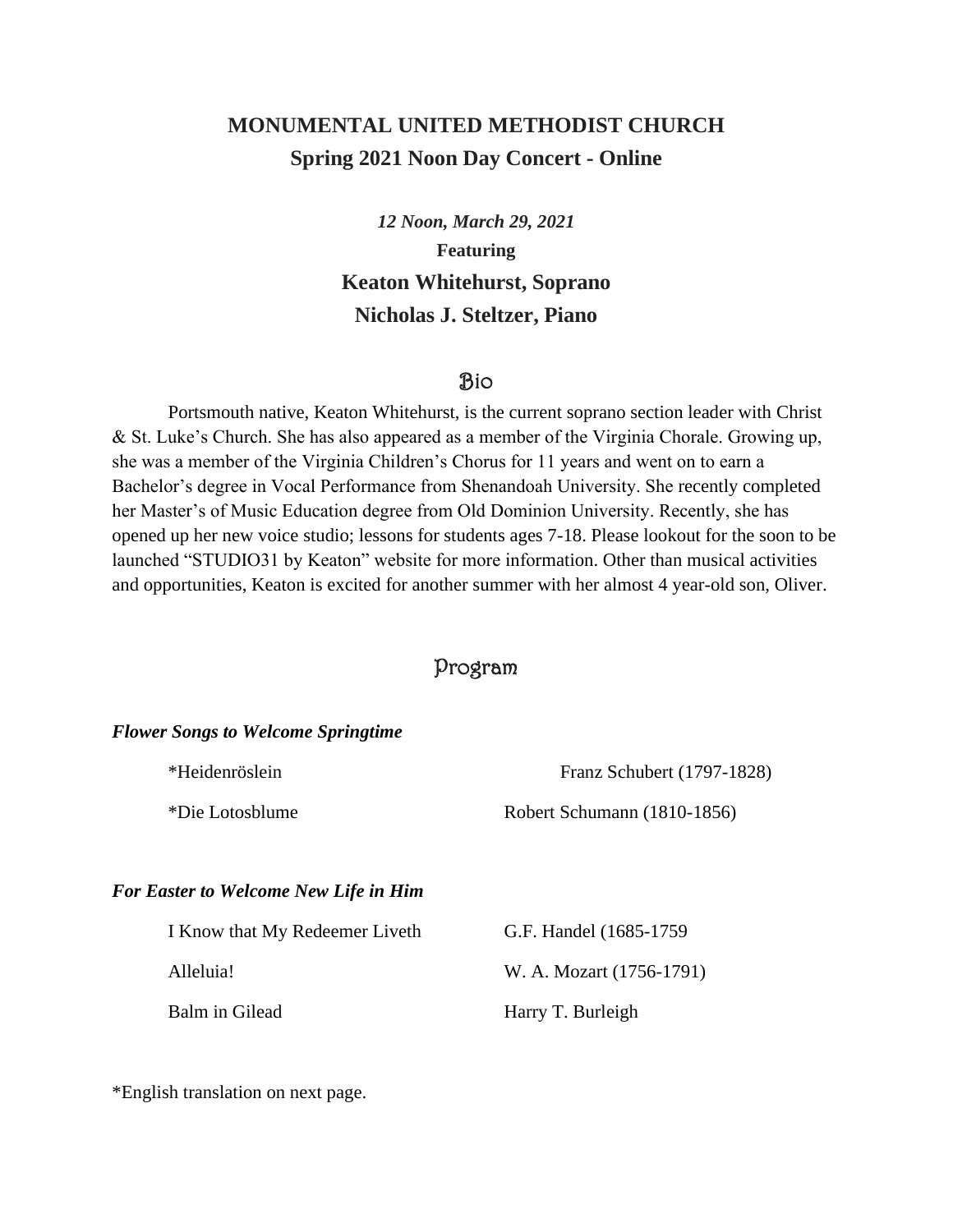# MONUMENTAL UNITED METHODIST CHURCH

## Spring 2021 Noon Day Concert - Online

***12 Noon, March 29, 2021***

**Featuring**

**Keaton Whitehurst, Soprano**

**Nicholas J. Steltzer, Piano**

## Bio

Portsmouth native, Keaton Whitehurst, is the current soprano section leader with Christ & St. Luke's Church. She has also appeared as a member of the Virginia Chorale. Growing up, she was a member of the Virginia Children's Chorus for 11 years and went on to earn a Bachelor's degree in Vocal Performance from Shenandoah University. She recently completed her Master's of Music Education degree from Old Dominion University. Recently, she has opened up her new voice studio; lessons for students ages 7-18. Please lookout for the soon to be launched "STUDIO31 by Keaton" website for more information. Other than musical activities and opportunities, Keaton is excited for another summer with her almost 4 year-old son, Oliver.

## Program

***Flower Songs to Welcome Springtime***

| | |
|---|---|
| *Heidenröslein | Franz Schubert (1797-1828) |
| *Die Lotosblume | Robert Schumann (1810-1856) |

***For Easter to Welcome New Life in Him***

| | |
|---|---|
| I Know that My Redeemer Liveth | G.F. Handel (1685-1759 |
| Alleluia! | W. A. Mozart (1756-1791) |
| Balm in Gilead | Harry T. Burleigh |

*English translation on next page.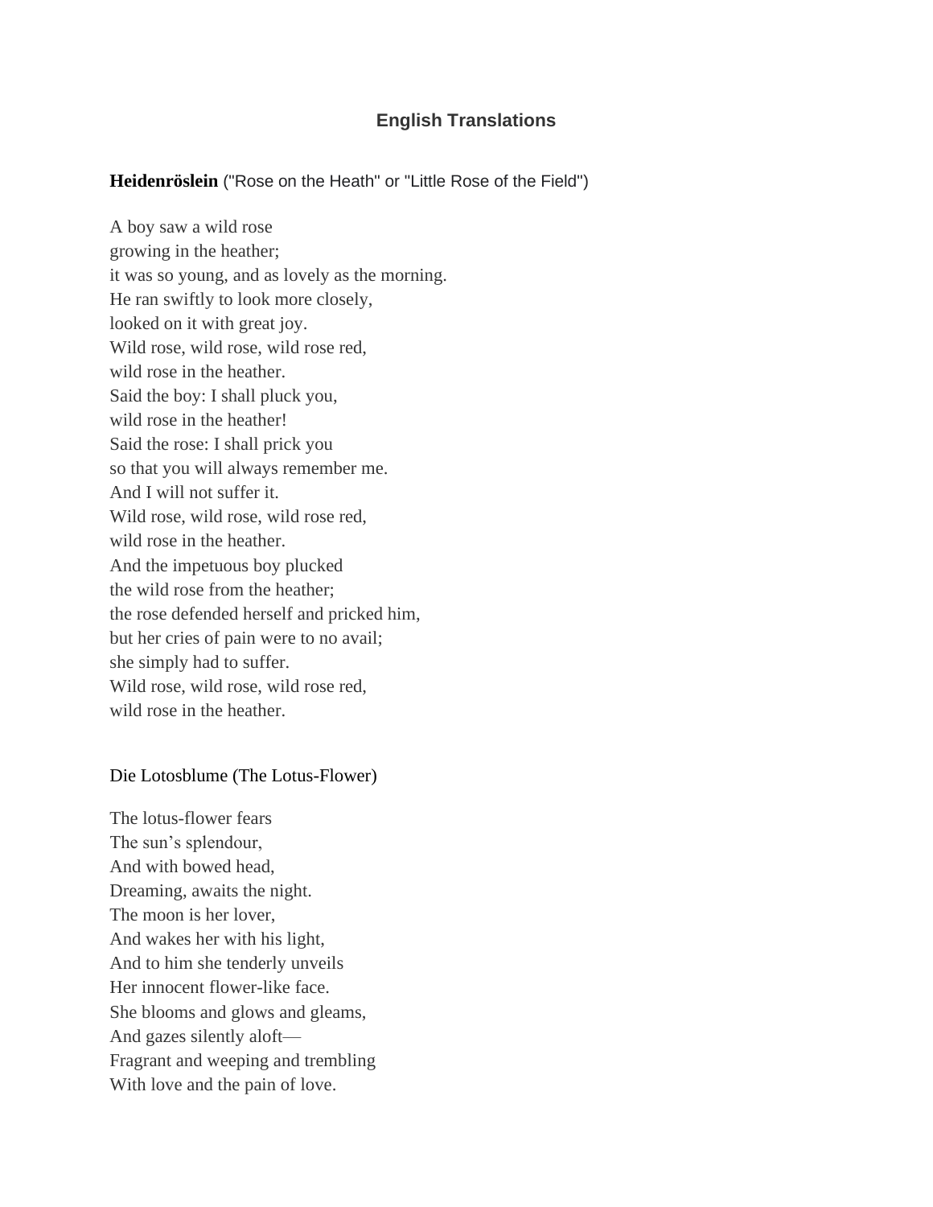## English Translations

**Heidenröslein** ("Rose on the Heath" or "Little Rose of the Field")

A boy saw a wild rose
growing in the heather;
it was so young, and as lovely as the morning.
He ran swiftly to look more closely,
looked on it with great joy.
Wild rose, wild rose, wild rose red,
wild rose in the heather.
Said the boy: I shall pluck you,
wild rose in the heather!
Said the rose: I shall prick you
so that you will always remember me.
And I will not suffer it.
Wild rose, wild rose, wild rose red,
wild rose in the heather.
And the impetuous boy plucked
the wild rose from the heather;
the rose defended herself and pricked him,
but her cries of pain were to no avail;
she simply had to suffer.
Wild rose, wild rose, wild rose red,
wild rose in the heather.

Die Lotosblume (The Lotus-Flower)

The lotus-flower fears
The sun's splendour,
And with bowed head,
Dreaming, awaits the night.
The moon is her lover,
And wakes her with his light,
And to him she tenderly unveils
Her innocent flower-like face.
She blooms and glows and gleams,
And gazes silently aloft—
Fragrant and weeping and trembling
With love and the pain of love.